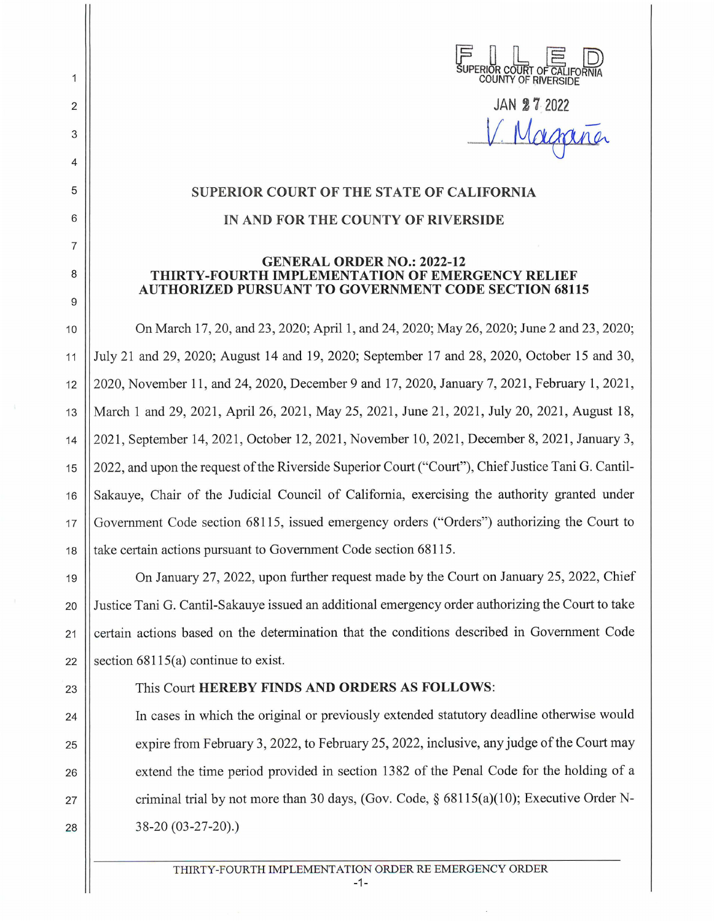FILED
SUPERIOR COURT OF CALIFORNIA
COUNTY OF RIVERSIDE

JAN 27 2022

V. Magaña

# SUPERIOR COURT OF THE STATE OF CALIFORNIA

# IN AND FOR THE COUNTY OF RIVERSIDE

## GENERAL ORDER NO.: 2022-12
## THIRTY-FOURTH IMPLEMENTATION OF EMERGENCY RELIEF AUTHORIZED PURSUANT TO GOVERNMENT CODE SECTION 68115

On March 17, 20, and 23, 2020; April 1, and 24, 2020; May 26, 2020; June 2 and 23, 2020; July 21 and 29, 2020; August 14 and 19, 2020; September 17 and 28, 2020, October 15 and 30, 2020, November 11, and 24, 2020, December 9 and 17, 2020, January 7, 2021, February 1, 2021, March 1 and 29, 2021, April 26, 2021, May 25, 2021, June 21, 2021, July 20, 2021, August 18, 2021, September 14, 2021, October 12, 2021, November 10, 2021, December 8, 2021, January 3, 2022, and upon the request of the Riverside Superior Court ("Court"), Chief Justice Tani G. Cantil-Sakauye, Chair of the Judicial Council of California, exercising the authority granted under Government Code section 68115, issued emergency orders ("Orders") authorizing the Court to take certain actions pursuant to Government Code section 68115.

On January 27, 2022, upon further request made by the Court on January 25, 2022, Chief Justice Tani G. Cantil-Sakauye issued an additional emergency order authorizing the Court to take certain actions based on the determination that the conditions described in Government Code section 68115(a) continue to exist.

This Court **HEREBY FINDS AND ORDERS AS FOLLOWS**:

In cases in which the original or previously extended statutory deadline otherwise would expire from February 3, 2022, to February 25, 2022, inclusive, any judge of the Court may extend the time period provided in section 1382 of the Penal Code for the holding of a criminal trial by not more than 30 days, (Gov. Code, § 68115(a)(10); Executive Order N-38-20 (03-27-20).)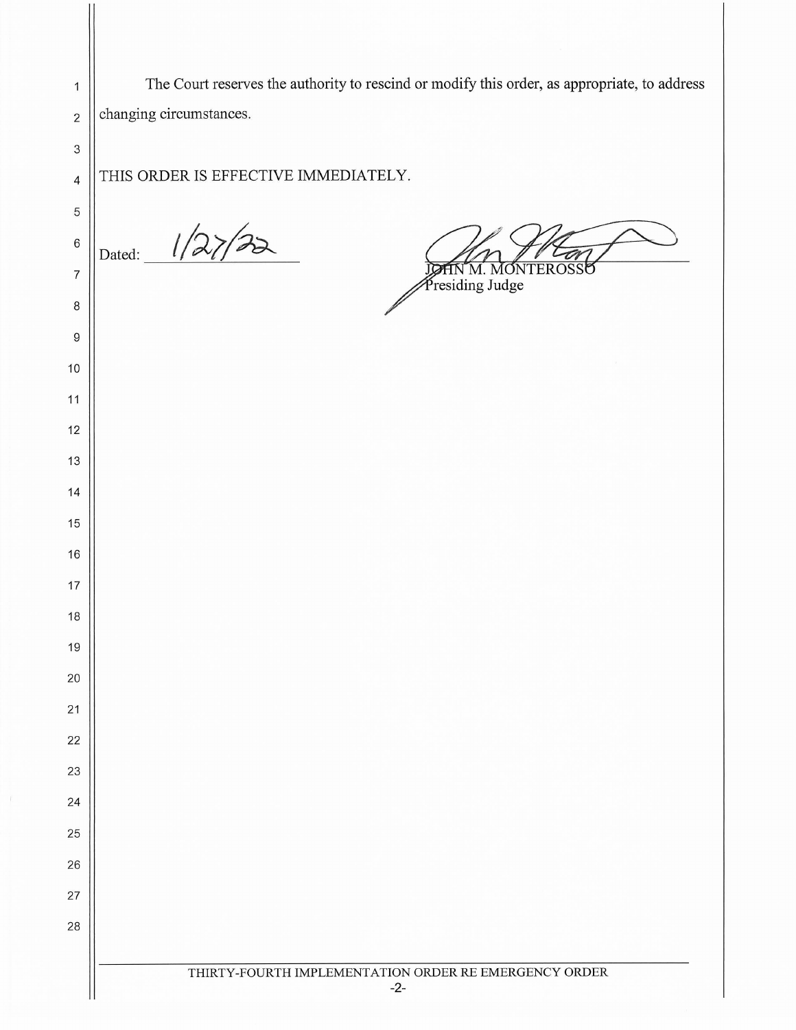The Court reserves the authority to rescind or modify this order, as appropriate, to address changing circumstances.

THIS ORDER IS EFFECTIVE IMMEDIATELY.

Dated: 1/27/22

JOHN M. MONTEROSSO
Presiding Judge

THIRTY-FOURTH IMPLEMENTATION ORDER RE EMERGENCY ORDER